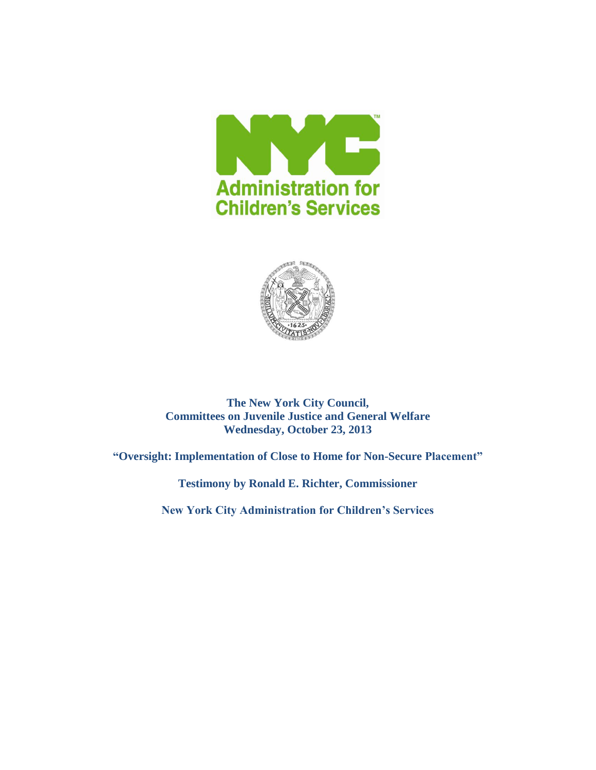**The New York City Council,**
**Committees on Juvenile Justice and General Welfare**
**Wednesday, October 23, 2013**

**"Oversight: Implementation of Close to Home for Non-Secure Placement"**

**Testimony by Ronald E. Richter, Commissioner**

**New York City Administration for Children's Services**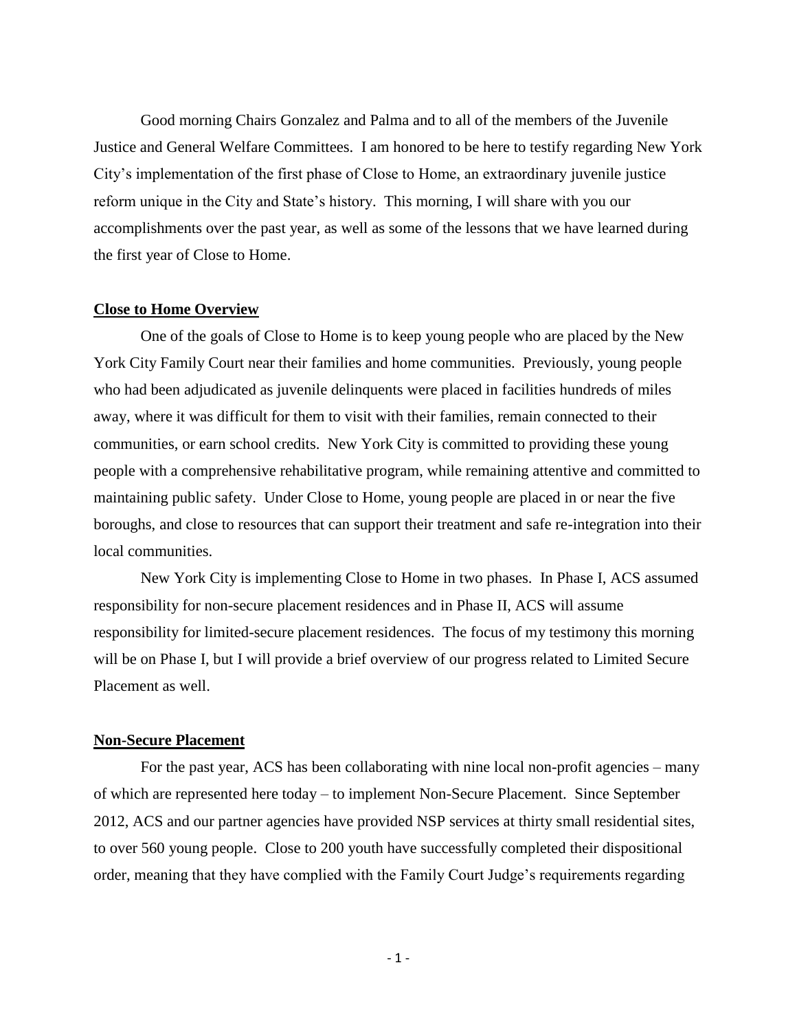Good morning Chairs Gonzalez and Palma and to all of the members of the Juvenile Justice and General Welfare Committees. I am honored to be here to testify regarding New York City's implementation of the first phase of Close to Home, an extraordinary juvenile justice reform unique in the City and State's history. This morning, I will share with you our accomplishments over the past year, as well as some of the lessons that we have learned during the first year of Close to Home.

## Close to Home Overview

One of the goals of Close to Home is to keep young people who are placed by the New York City Family Court near their families and home communities. Previously, young people who had been adjudicated as juvenile delinquents were placed in facilities hundreds of miles away, where it was difficult for them to visit with their families, remain connected to their communities, or earn school credits. New York City is committed to providing these young people with a comprehensive rehabilitative program, while remaining attentive and committed to maintaining public safety. Under Close to Home, young people are placed in or near the five boroughs, and close to resources that can support their treatment and safe re-integration into their local communities.

New York City is implementing Close to Home in two phases. In Phase I, ACS assumed responsibility for non-secure placement residences and in Phase II, ACS will assume responsibility for limited-secure placement residences. The focus of my testimony this morning will be on Phase I, but I will provide a brief overview of our progress related to Limited Secure Placement as well.

## Non-Secure Placement

For the past year, ACS has been collaborating with nine local non-profit agencies – many of which are represented here today – to implement Non-Secure Placement. Since September 2012, ACS and our partner agencies have provided NSP services at thirty small residential sites, to over 560 young people. Close to 200 youth have successfully completed their dispositional order, meaning that they have complied with the Family Court Judge's requirements regarding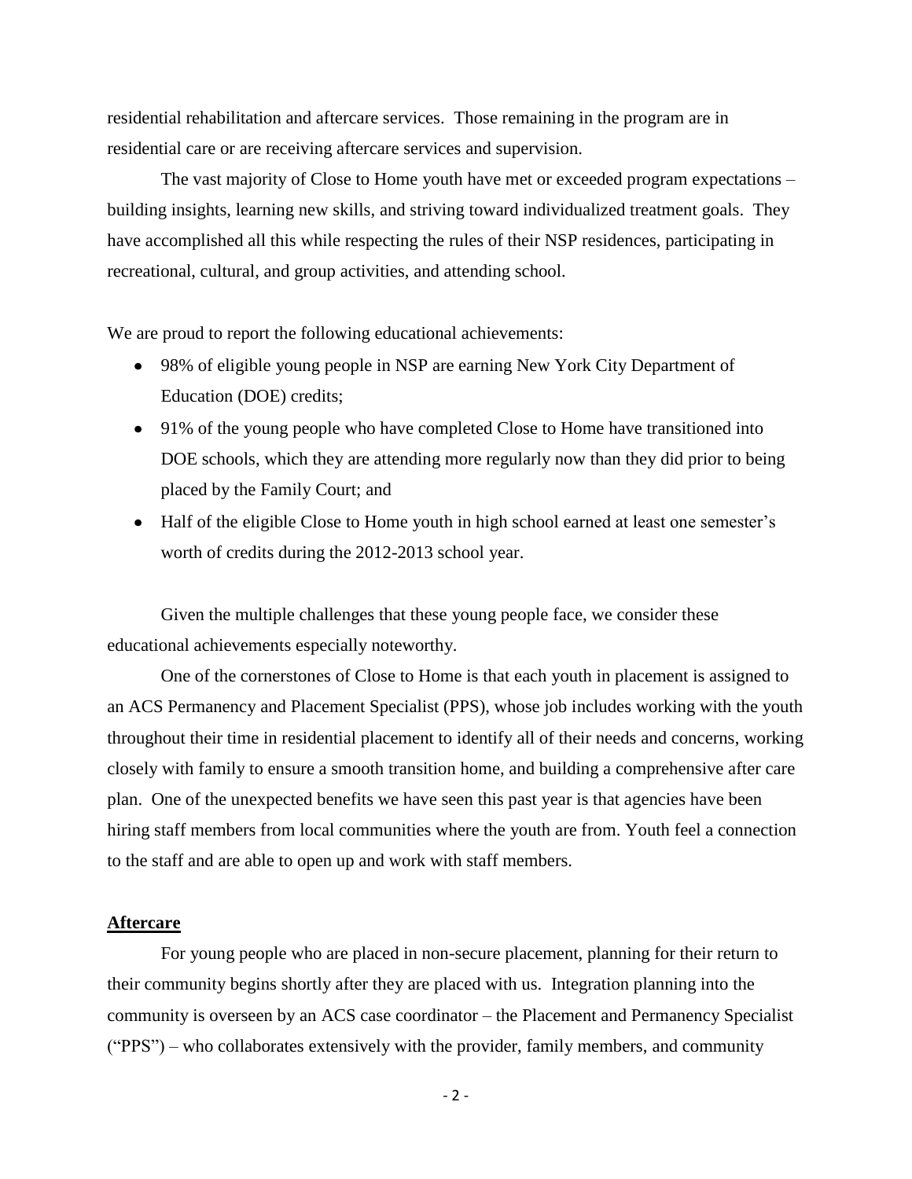residential rehabilitation and aftercare services. Those remaining in the program are in residential care or are receiving aftercare services and supervision.

The vast majority of Close to Home youth have met or exceeded program expectations – building insights, learning new skills, and striving toward individualized treatment goals. They have accomplished all this while respecting the rules of their NSP residences, participating in recreational, cultural, and group activities, and attending school.

We are proud to report the following educational achievements:

- 98% of eligible young people in NSP are earning New York City Department of Education (DOE) credits;
- 91% of the young people who have completed Close to Home have transitioned into DOE schools, which they are attending more regularly now than they did prior to being placed by the Family Court; and
- Half of the eligible Close to Home youth in high school earned at least one semester's worth of credits during the 2012-2013 school year.

Given the multiple challenges that these young people face, we consider these educational achievements especially noteworthy.

One of the cornerstones of Close to Home is that each youth in placement is assigned to an ACS Permanency and Placement Specialist (PPS), whose job includes working with the youth throughout their time in residential placement to identify all of their needs and concerns, working closely with family to ensure a smooth transition home, and building a comprehensive after care plan. One of the unexpected benefits we have seen this past year is that agencies have been hiring staff members from local communities where the youth are from. Youth feel a connection to the staff and are able to open up and work with staff members.

## Aftercare

For young people who are placed in non-secure placement, planning for their return to their community begins shortly after they are placed with us. Integration planning into the community is overseen by an ACS case coordinator – the Placement and Permanency Specialist ("PPS") – who collaborates extensively with the provider, family members, and community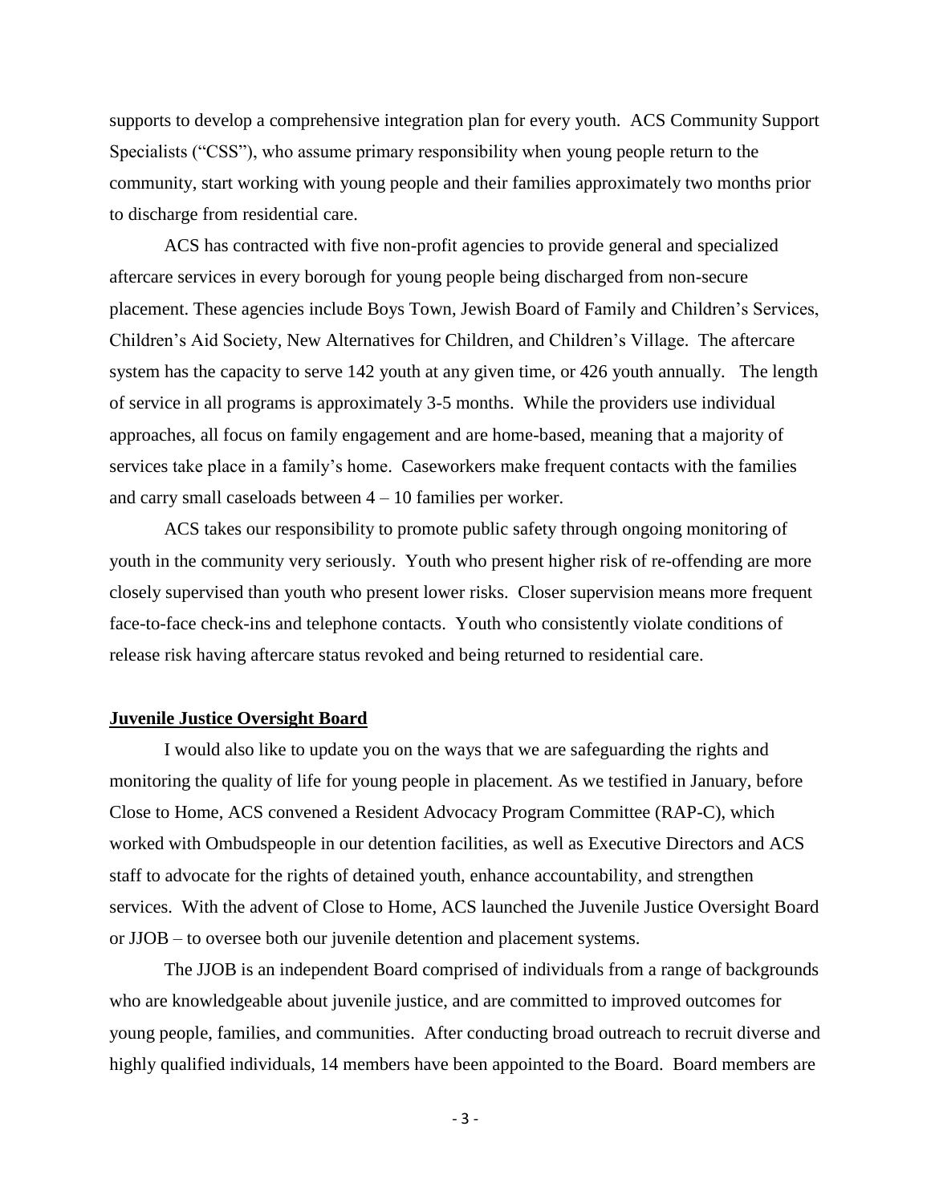supports to develop a comprehensive integration plan for every youth. ACS Community Support Specialists ("CSS"), who assume primary responsibility when young people return to the community, start working with young people and their families approximately two months prior to discharge from residential care.

ACS has contracted with five non-profit agencies to provide general and specialized aftercare services in every borough for young people being discharged from non-secure placement. These agencies include Boys Town, Jewish Board of Family and Children's Services, Children's Aid Society, New Alternatives for Children, and Children's Village. The aftercare system has the capacity to serve 142 youth at any given time, or 426 youth annually. The length of service in all programs is approximately 3-5 months. While the providers use individual approaches, all focus on family engagement and are home-based, meaning that a majority of services take place in a family's home. Caseworkers make frequent contacts with the families and carry small caseloads between 4 – 10 families per worker.

ACS takes our responsibility to promote public safety through ongoing monitoring of youth in the community very seriously. Youth who present higher risk of re-offending are more closely supervised than youth who present lower risks. Closer supervision means more frequent face-to-face check-ins and telephone contacts. Youth who consistently violate conditions of release risk having aftercare status revoked and being returned to residential care.

**Juvenile Justice Oversight Board**

I would also like to update you on the ways that we are safeguarding the rights and monitoring the quality of life for young people in placement. As we testified in January, before Close to Home, ACS convened a Resident Advocacy Program Committee (RAP-C), which worked with Ombudspeople in our detention facilities, as well as Executive Directors and ACS staff to advocate for the rights of detained youth, enhance accountability, and strengthen services. With the advent of Close to Home, ACS launched the Juvenile Justice Oversight Board or JJOB – to oversee both our juvenile detention and placement systems.

The JJOB is an independent Board comprised of individuals from a range of backgrounds who are knowledgeable about juvenile justice, and are committed to improved outcomes for young people, families, and communities. After conducting broad outreach to recruit diverse and highly qualified individuals, 14 members have been appointed to the Board. Board members are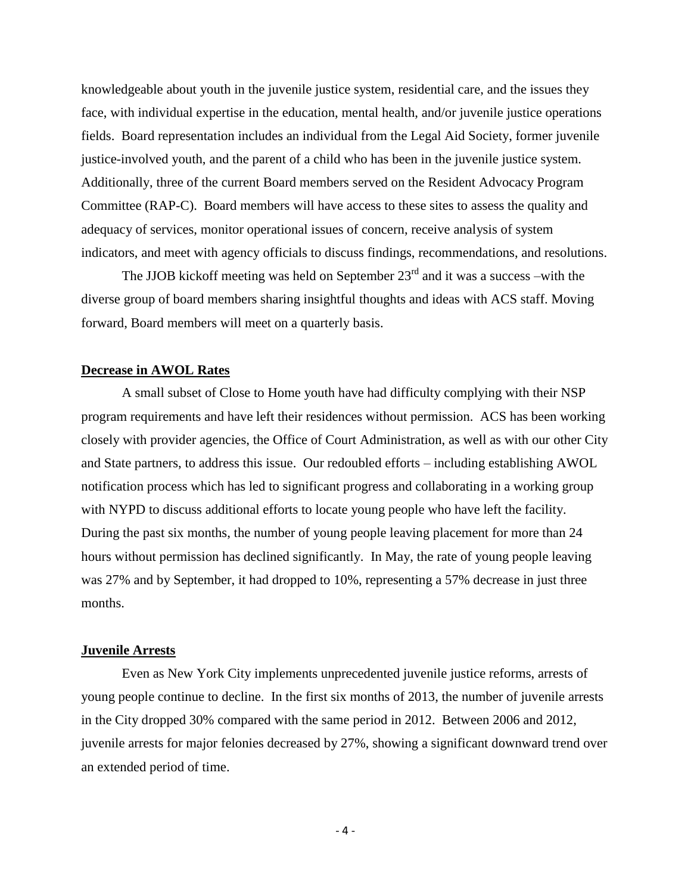knowledgeable about youth in the juvenile justice system, residential care, and the issues they face, with individual expertise in the education, mental health, and/or juvenile justice operations fields. Board representation includes an individual from the Legal Aid Society, former juvenile justice-involved youth, and the parent of a child who has been in the juvenile justice system. Additionally, three of the current Board members served on the Resident Advocacy Program Committee (RAP-C). Board members will have access to these sites to assess the quality and adequacy of services, monitor operational issues of concern, receive analysis of system indicators, and meet with agency officials to discuss findings, recommendations, and resolutions.

The JJOB kickoff meeting was held on September 23rd and it was a success –with the diverse group of board members sharing insightful thoughts and ideas with ACS staff. Moving forward, Board members will meet on a quarterly basis.

**Decrease in AWOL Rates**

A small subset of Close to Home youth have had difficulty complying with their NSP program requirements and have left their residences without permission. ACS has been working closely with provider agencies, the Office of Court Administration, as well as with our other City and State partners, to address this issue. Our redoubled efforts – including establishing AWOL notification process which has led to significant progress and collaborating in a working group with NYPD to discuss additional efforts to locate young people who have left the facility. During the past six months, the number of young people leaving placement for more than 24 hours without permission has declined significantly. In May, the rate of young people leaving was 27% and by September, it had dropped to 10%, representing a 57% decrease in just three months.

**Juvenile Arrests**

Even as New York City implements unprecedented juvenile justice reforms, arrests of young people continue to decline. In the first six months of 2013, the number of juvenile arrests in the City dropped 30% compared with the same period in 2012. Between 2006 and 2012, juvenile arrests for major felonies decreased by 27%, showing a significant downward trend over an extended period of time.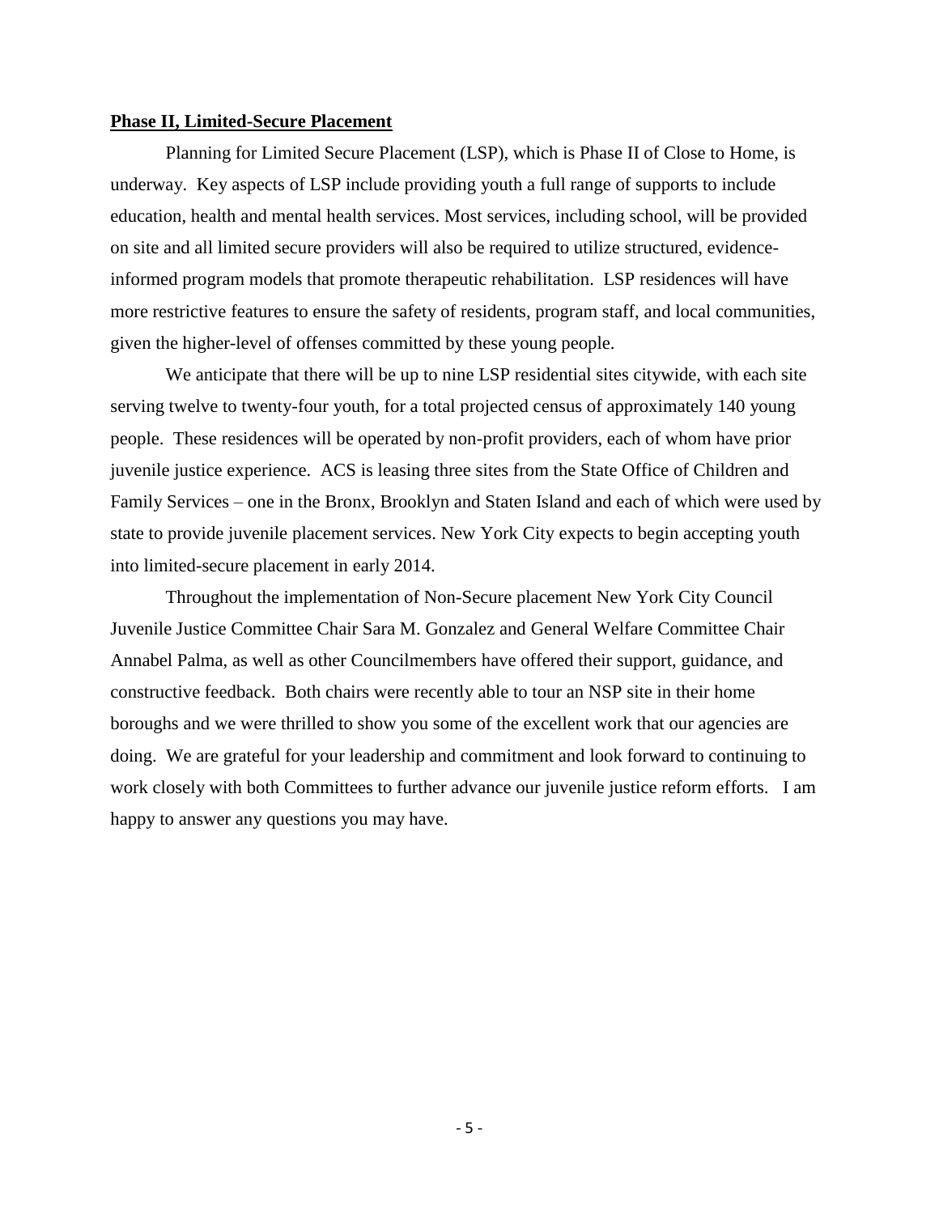**Phase II, Limited-Secure Placement**

Planning for Limited Secure Placement (LSP), which is Phase II of Close to Home, is underway. Key aspects of LSP include providing youth a full range of supports to include education, health and mental health services. Most services, including school, will be provided on site and all limited secure providers will also be required to utilize structured, evidence-informed program models that promote therapeutic rehabilitation. LSP residences will have more restrictive features to ensure the safety of residents, program staff, and local communities, given the higher-level of offenses committed by these young people.

We anticipate that there will be up to nine LSP residential sites citywide, with each site serving twelve to twenty-four youth, for a total projected census of approximately 140 young people. These residences will be operated by non-profit providers, each of whom have prior juvenile justice experience. ACS is leasing three sites from the State Office of Children and Family Services – one in the Bronx, Brooklyn and Staten Island and each of which were used by state to provide juvenile placement services. New York City expects to begin accepting youth into limited-secure placement in early 2014.

Throughout the implementation of Non-Secure placement New York City Council Juvenile Justice Committee Chair Sara M. Gonzalez and General Welfare Committee Chair Annabel Palma, as well as other Councilmembers have offered their support, guidance, and constructive feedback. Both chairs were recently able to tour an NSP site in their home boroughs and we were thrilled to show you some of the excellent work that our agencies are doing. We are grateful for your leadership and commitment and look forward to continuing to work closely with both Committees to further advance our juvenile justice reform efforts. I am happy to answer any questions you may have.